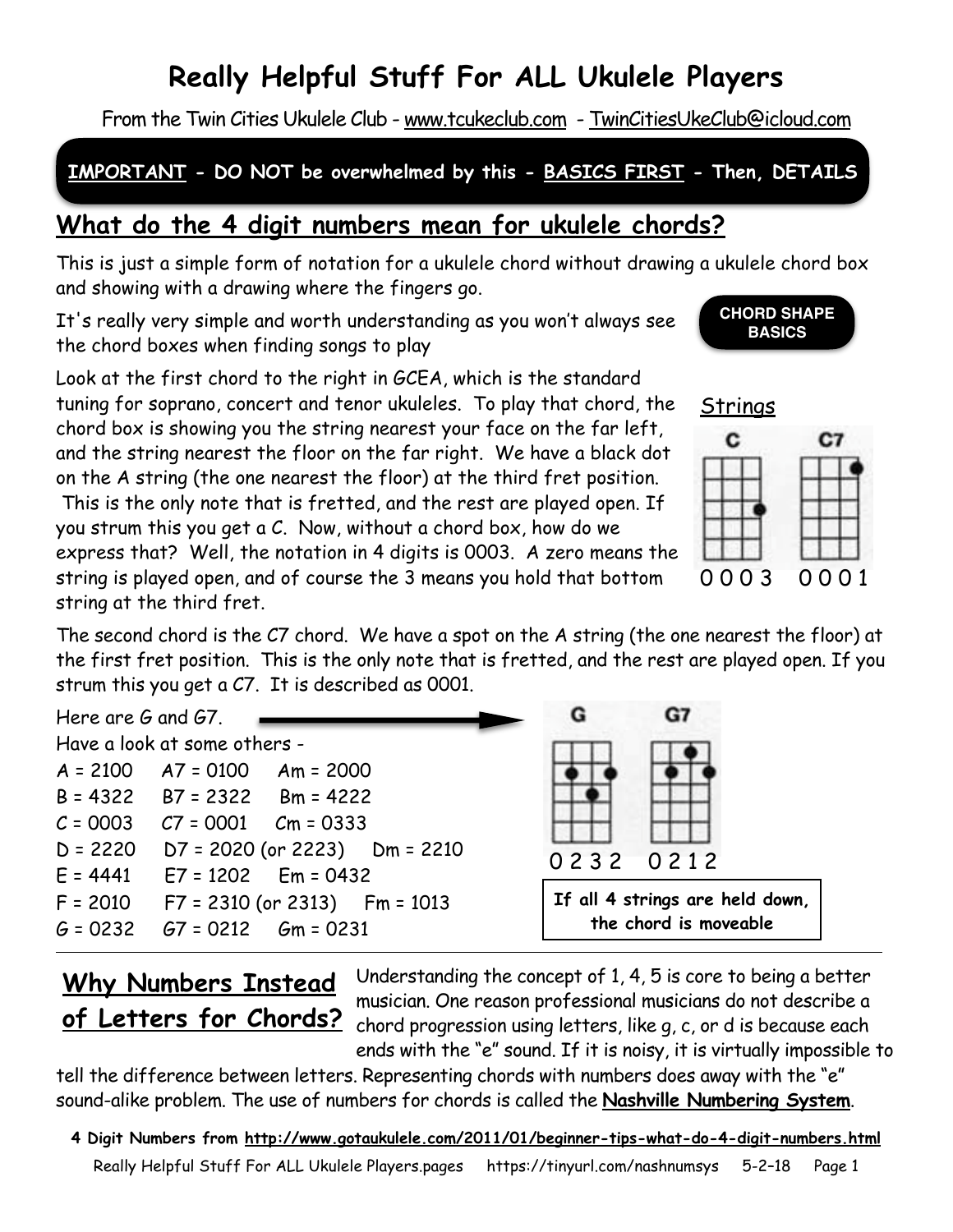# Really Helpful Stuff For ALL Ukulele Players

From the Twin Cities Ukulele Club - www.tcukeclub.com - TwinCitiesUkeClub@icloud.com

**IMPORTANT - DO NOT be overwhelmed by this - BASICS FIRST - Then, DETAILS**

## What do the 4 digit numbers mean for ukulele chords?

This is just a simple form of notation for a ukulele chord without drawing a ukulele chord box and showing with a drawing where the fingers go.

It's really very simple and worth understanding as you won't always see the chord boxes when finding songs to play

**CHORD SHAPE BASICS**

Look at the first chord to the right in GCEA, which is the standard tuning for soprano, concert and tenor ukuleles. To play that chord, the chord box is showing you the string nearest your face on the far left, and the string nearest the floor on the far right. We have a black dot on the A string (the one nearest the floor) at the third fret position. This is the only note that is fretted, and the rest are played open. If you strum this you get a C. Now, without a chord box, how do we express that? Well, the notation in 4 digits is 0003. A zero means the string is played open, and of course the 3 means you hold that bottom string at the third fret.

Strings

C: 0 0 0 3 C7: 0 0 0 1

The second chord is the C7 chord. We have a spot on the A string (the one nearest the floor) at the first fret position. This is the only note that is fretted, and the rest are played open. If you strum this you get a C7. It is described as 0001.

Here are G and G7.

G: 0 2 3 2 G7: 0 2 1 2

Have a look at some others -

A = 2100 A7 = 0100 Am = 2000
B = 4322 B7 = 2322 Bm = 4222
C = 0003 C7 = 0001 Cm = 0333
D = 2220 D7 = 2020 (or 2223) Dm = 2210
E = 4441 E7 = 1202 Em = 0432
F = 2010 F7 = 2310 (or 2313) Fm = 1013
G = 0232 G7 = 0212 Gm = 0231

**If all 4 strings are held down, the chord is moveable**

## Why Numbers Instead of Letters for Chords?

Understanding the concept of 1, 4, 5 is core to being a better musician. One reason professional musicians do not describe a chord progression using letters, like g, c, or d is because each ends with the "e" sound. If it is noisy, it is virtually impossible to tell the difference between letters. Representing chords with numbers does away with the "e" sound-alike problem. The use of numbers for chords is called the **Nashville Numbering System**.

**4 Digit Numbers from http://www.gotaukulele.com/2011/01/beginner-tips-what-do-4-digit-numbers.html**

Really Helpful Stuff For ALL Ukulele Players.pages https://tinyurl.com/nashnumsys 5-2-18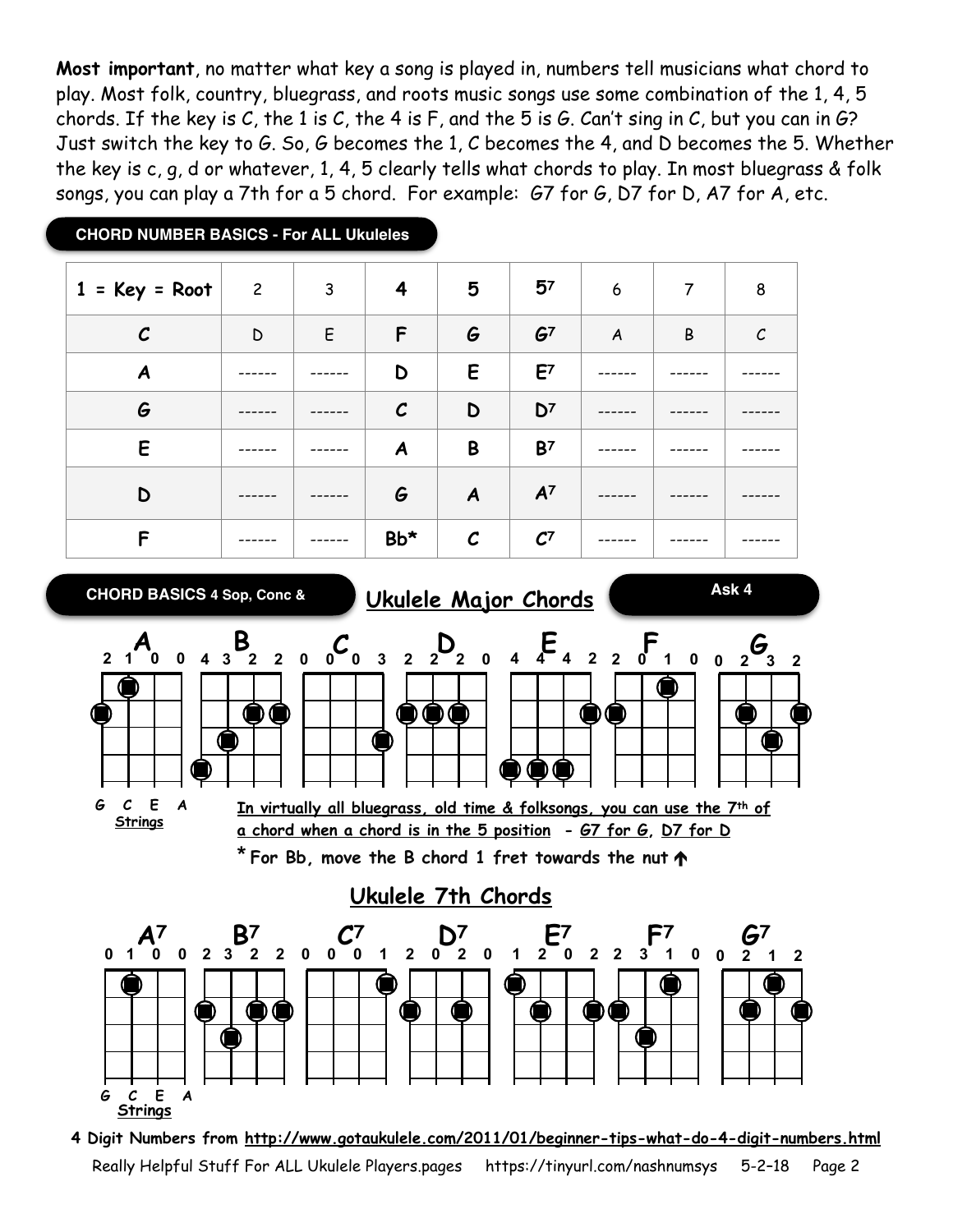**Most important**, no matter what key a song is played in, numbers tell musicians what chord to play. Most folk, country, bluegrass, and roots music songs use some combination of the 1, 4, 5 chords. If the key is C, the 1 is C, the 4 is F, and the 5 is G. Can't sing in C, but you can in G? Just switch the key to G. So, G becomes the 1, C becomes the 4, and D becomes the 5. Whether the key is c, g, d or whatever, 1, 4, 5 clearly tells what chords to play. In most bluegrass & folk songs, you can play a 7th for a 5 chord. For example: G7 for G, D7 for D, A7 for A, etc.

**CHORD NUMBER BASICS - For ALL Ukuleles**

| 1 = Key = Root | 2 | 3 | 4 | 5 | $5^7$ | 6 | 7 | 8 |
|---|---|---|---|---|---|---|---|---|
| C | D | E | F | G | $G^7$ | A | B | C |
| A | ------ | ------ | D | E | $E^7$ | ------ | ------ | ------ |
| G | ------ | ------ | C | D | $D^7$ | ------ | ------ | ------ |
| E | ------ | ------ | A | B | $B^7$ | ------ | ------ | ------ |
| D | ------ | ------ | G | A | $A^7$ | ------ | ------ | ------ |
| F | ------ | ------ | Bb* | C | $C^7$ | ------ | ------ | ------ |

**CHORD BASICS 4 Sop, Conc &** **Ask 4**

## Ukulele Major Chords

A 2 1 0 0  B 4 3 2 2  C 0 0 0 3  D 2 2 2 0  E 4 4 4 2  F 2 0 1 0  G 0 2 3 2

G C E A
Strings

**In virtually all bluegrass, old time & folksongs, you can use the 7th of a chord when a chord is in the 5 position - G7 for G, D7 for D**

**\* For Bb, move the B chord 1 fret towards the nut ↑**

## Ukulele 7th Chords

$A^7$ 0 1 0 0  $B^7$ 2 3 2 2  $C^7$ 0 0 0 1  $D^7$ 2 0 2 0  $E^7$ 1 2 0 2  $F^7$ 2 3 1 0  $G^7$ 0 2 1 2

G C E A
Strings

**4 Digit Numbers from http://www.gotaukulele.com/2011/01/beginner-tips-what-do-4-digit-numbers.html**

Really Helpful Stuff For ALL Ukulele Players.pages https://tinyurl.com/nashnumsys 5-2-18